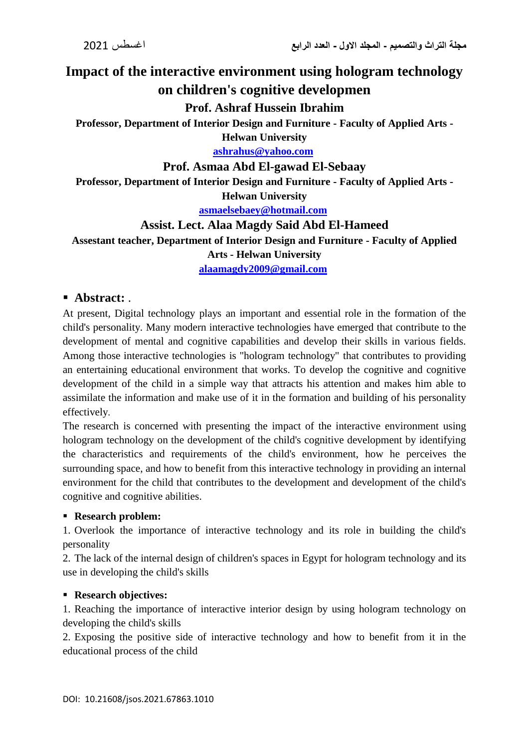# Impact of the interactive environment using hologram technology on children's cognitive developmen

## Prof. Ashraf Hussein Ibrahim

**Professor, Department of Interior Design and Furniture - Faculty of Applied Arts - Helwan University**

**ashrahus@yahoo.com**

## Prof. Asmaa Abd El-gawad El-Sebaay

**Professor, Department of Interior Design and Furniture - Faculty of Applied Arts - Helwan University**

**asmaelsebaey@hotmail.com**

## Assist. Lect. Alaa Magdy Said Abd El-Hameed

**Assestant teacher, Department of Interior Design and Furniture - Faculty of Applied Arts - Helwan University**

**alaamagdy2009@gmail.com**

- **Abstract:** .

At present, Digital technology plays an important and essential role in the formation of the child's personality. Many modern interactive technologies have emerged that contribute to the development of mental and cognitive capabilities and develop their skills in various fields. Among those interactive technologies is "hologram technology" that contributes to providing an entertaining educational environment that works. To develop the cognitive and cognitive development of the child in a simple way that attracts his attention and makes him able to assimilate the information and make use of it in the formation and building of his personality effectively.

The research is concerned with presenting the impact of the interactive environment using hologram technology on the development of the child's cognitive development by identifying the characteristics and requirements of the child's environment, how he perceives the surrounding space, and how to benefit from this interactive technology in providing an internal environment for the child that contributes to the development and development of the child's cognitive and cognitive abilities.

- **Research problem:**

1. Overlook the importance of interactive technology and its role in building the child's personality
2. The lack of the internal design of children's spaces in Egypt for hologram technology and its use in developing the child's skills

- **Research objectives:**

1. Reaching the importance of interactive interior design by using hologram technology on developing the child's skills
2. Exposing the positive side of interactive technology and how to benefit from it in the educational process of the child

DOI: 10.21608/jsos.2021.67863.1010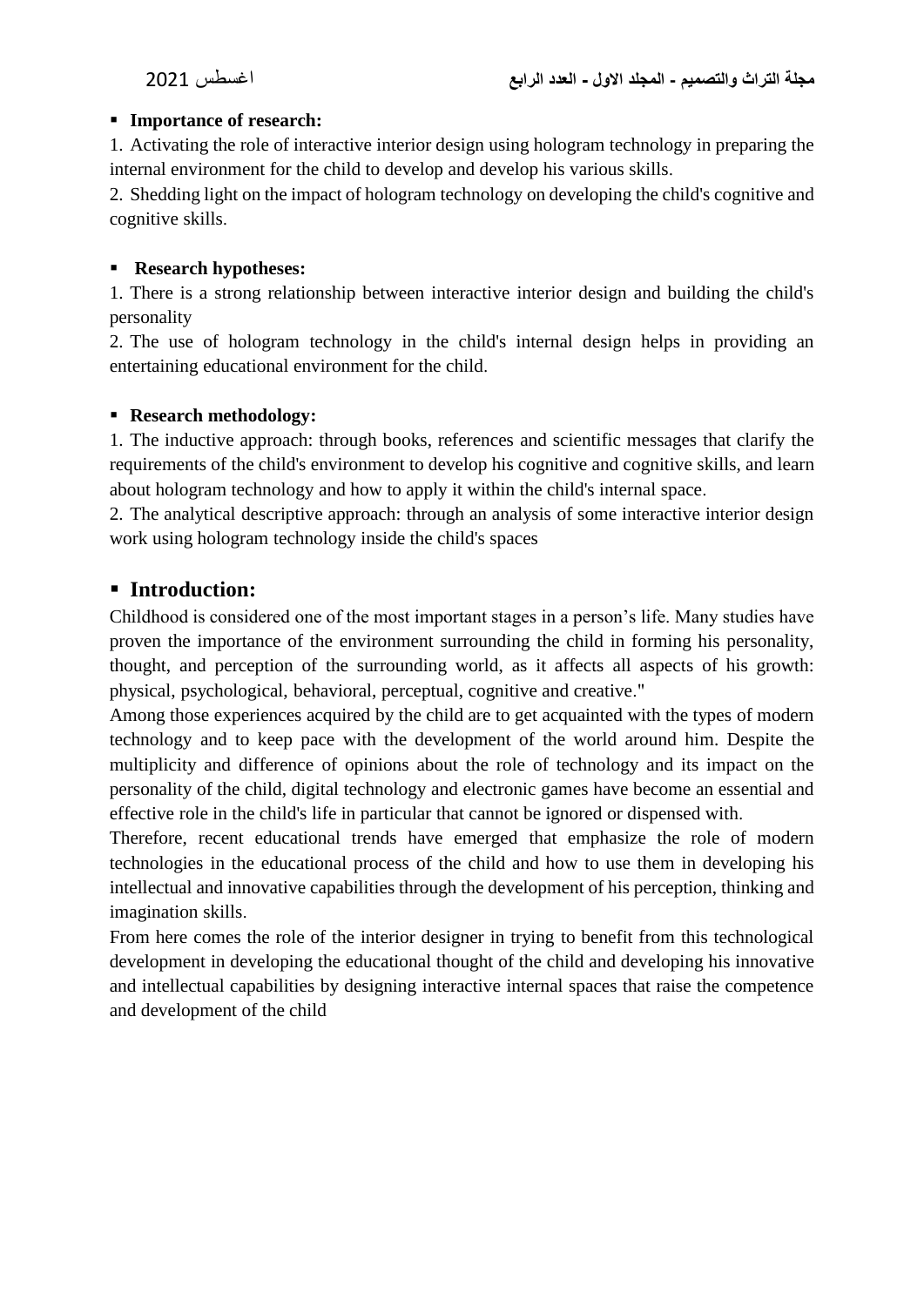- **Importance of research:**

1. Activating the role of interactive interior design using hologram technology in preparing the internal environment for the child to develop and develop his various skills.
2. Shedding light on the impact of hologram technology on developing the child's cognitive and cognitive skills.

- **Research hypotheses:**

1. There is a strong relationship between interactive interior design and building the child's personality
2. The use of hologram technology in the child's internal design helps in providing an entertaining educational environment for the child.

- **Research methodology:**

1. The inductive approach: through books, references and scientific messages that clarify the requirements of the child's environment to develop his cognitive and cognitive skills, and learn about hologram technology and how to apply it within the child's internal space.
2. The analytical descriptive approach: through an analysis of some interactive interior design work using hologram technology inside the child's spaces

## Introduction:

Childhood is considered one of the most important stages in a person's life. Many studies have proven the importance of the environment surrounding the child in forming his personality, thought, and perception of the surrounding world, as it affects all aspects of his growth: physical, psychological, behavioral, perceptual, cognitive and creative."

Among those experiences acquired by the child are to get acquainted with the types of modern technology and to keep pace with the development of the world around him. Despite the multiplicity and difference of opinions about the role of technology and its impact on the personality of the child, digital technology and electronic games have become an essential and effective role in the child's life in particular that cannot be ignored or dispensed with.

Therefore, recent educational trends have emerged that emphasize the role of modern technologies in the educational process of the child and how to use them in developing his intellectual and innovative capabilities through the development of his perception, thinking and imagination skills.

From here comes the role of the interior designer in trying to benefit from this technological development in developing the educational thought of the child and developing his innovative and intellectual capabilities by designing interactive internal spaces that raise the competence and development of the child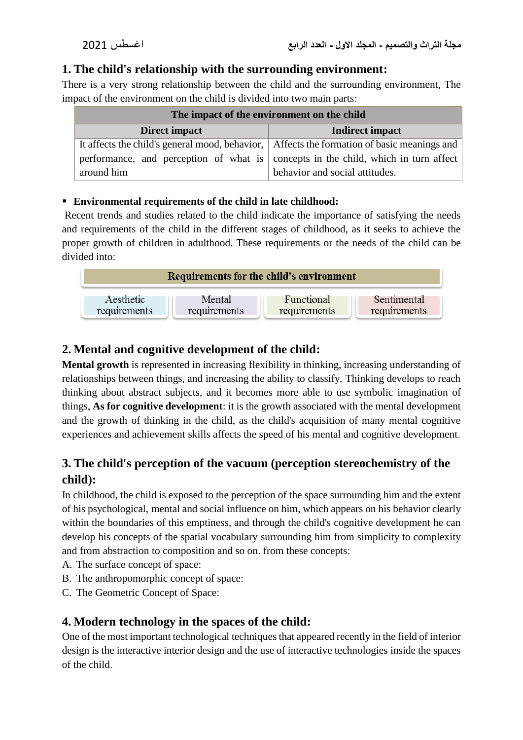## 1. The child's relationship with the surrounding environment:

There is a very strong relationship between the child and the surrounding environment, The impact of the environment on the child is divided into two main parts:

| The impact of the environment on the child | |
|---|---|
| **Direct impact** | **Indirect impact** |
| It affects the child's general mood, behavior, performance, and perception of what is around him | Affects the formation of basic meanings and concepts in the child, which in turn affect behavior and social attitudes. |

- **Environmental requirements of the child in late childhood:**

Recent trends and studies related to the child indicate the importance of satisfying the needs and requirements of the child in the different stages of childhood, as it seeks to achieve the proper growth of children in adulthood. These requirements or the needs of the child can be divided into:

| Requirements for the child's environment | | | |
|---|---|---|---|
| Aesthetic requirements | Mental requirements | Functional requirements | Sentimental requirements |

## 2. Mental and cognitive development of the child:

**Mental growth** is represented in increasing flexibility in thinking, increasing understanding of relationships between things, and increasing the ability to classify. Thinking develops to reach thinking about abstract subjects, and it becomes more able to use symbolic imagination of things, **As for cognitive development**: it is the growth associated with the mental development and the growth of thinking in the child, as the child's acquisition of many mental cognitive experiences and achievement skills affects the speed of his mental and cognitive development.

## 3. The child's perception of the vacuum (perception stereochemistry of the child):

In childhood, the child is exposed to the perception of the space surrounding him and the extent of his psychological, mental and social influence on him, which appears on his behavior clearly within the boundaries of this emptiness, and through the child's cognitive development he can develop his concepts of the spatial vocabulary surrounding him from simplicity to complexity and from abstraction to composition and so on. from these concepts:

A. The surface concept of space:
B. The anthropomorphic concept of space:
C. The Geometric Concept of Space:

## 4. Modern technology in the spaces of the child:

One of the most important technological techniques that appeared recently in the field of interior design is the interactive interior design and the use of interactive technologies inside the spaces of the child.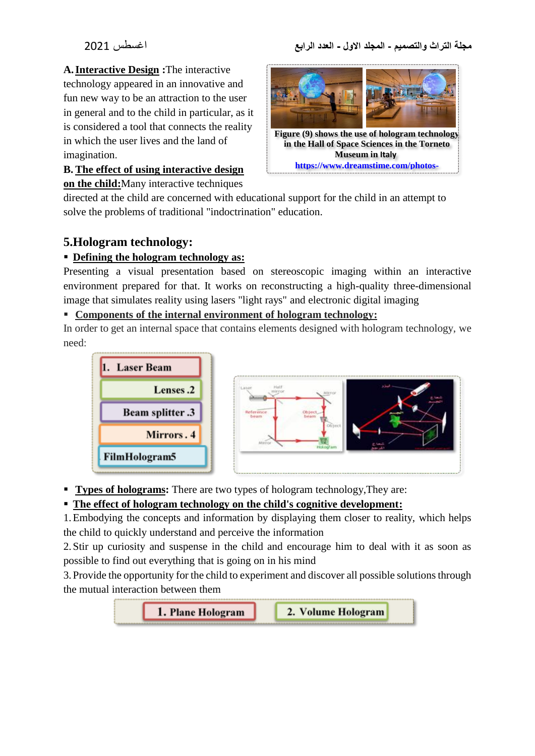**A. Interactive Design :**The interactive technology appeared in an innovative and fun new way to be an attraction to the user in general and to the child in particular, as it is considered a tool that connects the reality in which the user lives and the land of imagination.

**B. The effect of using interactive design on the child:**Many interactive techniques directed at the child are concerned with educational support for the child in an attempt to solve the problems of traditional "indoctrination" education.

**Figure (9) shows the use of hologram technology in the Hall of Space Sciences in the Torneto Museum in Italy**
https://www.dreamstime.com/photos-

## 5.Hologram technology:

- **Defining the hologram technology as:**

Presenting a visual presentation based on stereoscopic imaging within an interactive environment prepared for that. It works on reconstructing a high-quality three-dimensional image that simulates reality using lasers "light rays" and electronic digital imaging

- **Components of the internal environment of hologram technology:**

In order to get an internal space that contains elements designed with hologram technology, we need:

1. Laser Beam
2. Lenses
3. Beam splitter
4. Mirrors
5. FilmHologram

- **Types of holograms:** There are two types of hologram technology,They are:
- **The effect of hologram technology on the child's cognitive development:**

1. Embodying the concepts and information by displaying them closer to reality, which helps the child to quickly understand and perceive the information
2. Stir up curiosity and suspense in the child and encourage him to deal with it as soon as possible to find out everything that is going on in his mind
3. Provide the opportunity for the child to experiment and discover all possible solutions through the mutual interaction between them

1. Plane Hologram
2. Volume Hologram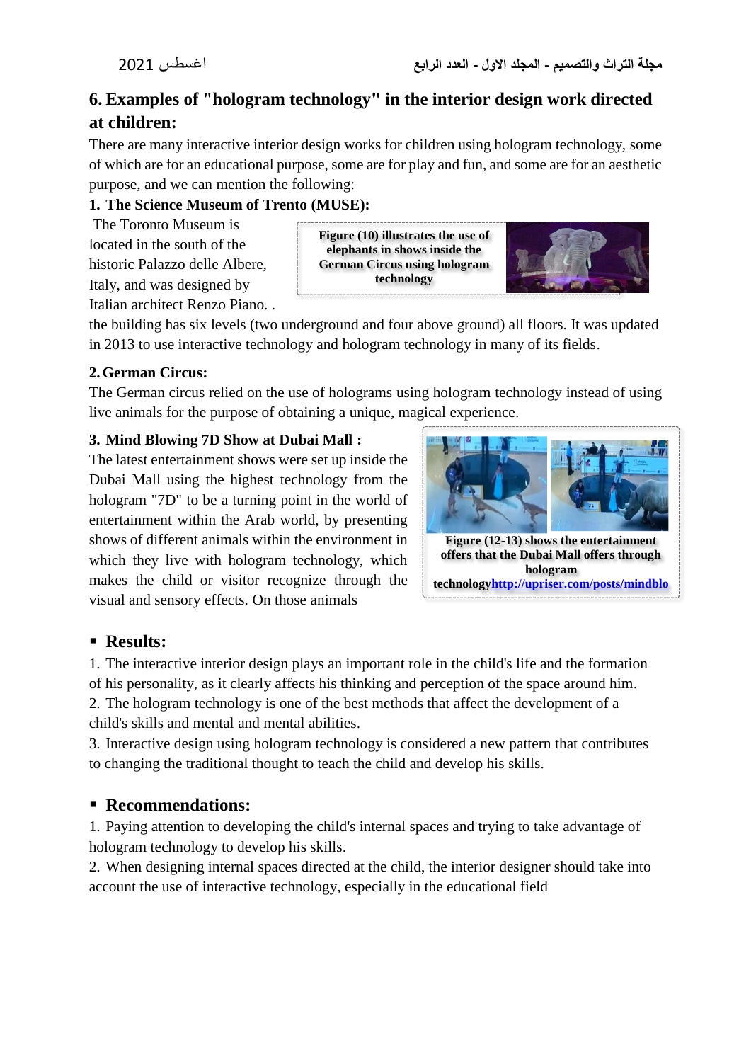## 6. Examples of "hologram technology" in the interior design work directed at children:

There are many interactive interior design works for children using hologram technology, some of which are for an educational purpose, some are for play and fun, and some are for an aesthetic purpose, and we can mention the following:

### 1. The Science Museum of Trento (MUSE):

The Toronto Museum is located in the south of the historic Palazzo delle Albere, Italy, and was designed by Italian architect Renzo Piano. . the building has six levels (two underground and four above ground) all floors. It was updated in 2013 to use interactive technology and hologram technology in many of its fields.

**Figure (10) illustrates the use of elephants in shows inside the German Circus using hologram technology**

### 2. German Circus:

The German circus relied on the use of holograms using hologram technology instead of using live animals for the purpose of obtaining a unique, magical experience.

### 3. Mind Blowing 7D Show at Dubai Mall :

The latest entertainment shows were set up inside the Dubai Mall using the highest technology from the hologram "7D" to be a turning point in the world of entertainment within the Arab world, by presenting shows of different animals within the environment in which they live with hologram technology, which makes the child or visitor recognize through the visual and sensory effects. On those animals

**Figure (12-13) shows the entertainment offers that the Dubai Mall offers through hologram technology**http://upriser.com/posts/mindblo

## ▪ Results:

1. The interactive interior design plays an important role in the child's life and the formation of his personality, as it clearly affects his thinking and perception of the space around him.
2. The hologram technology is one of the best methods that affect the development of a child's skills and mental and mental abilities.
3. Interactive design using hologram technology is considered a new pattern that contributes to changing the traditional thought to teach the child and develop his skills.

## ▪ Recommendations:

1. Paying attention to developing the child's internal spaces and trying to take advantage of hologram technology to develop his skills.
2. When designing internal spaces directed at the child, the interior designer should take into account the use of interactive technology, especially in the educational field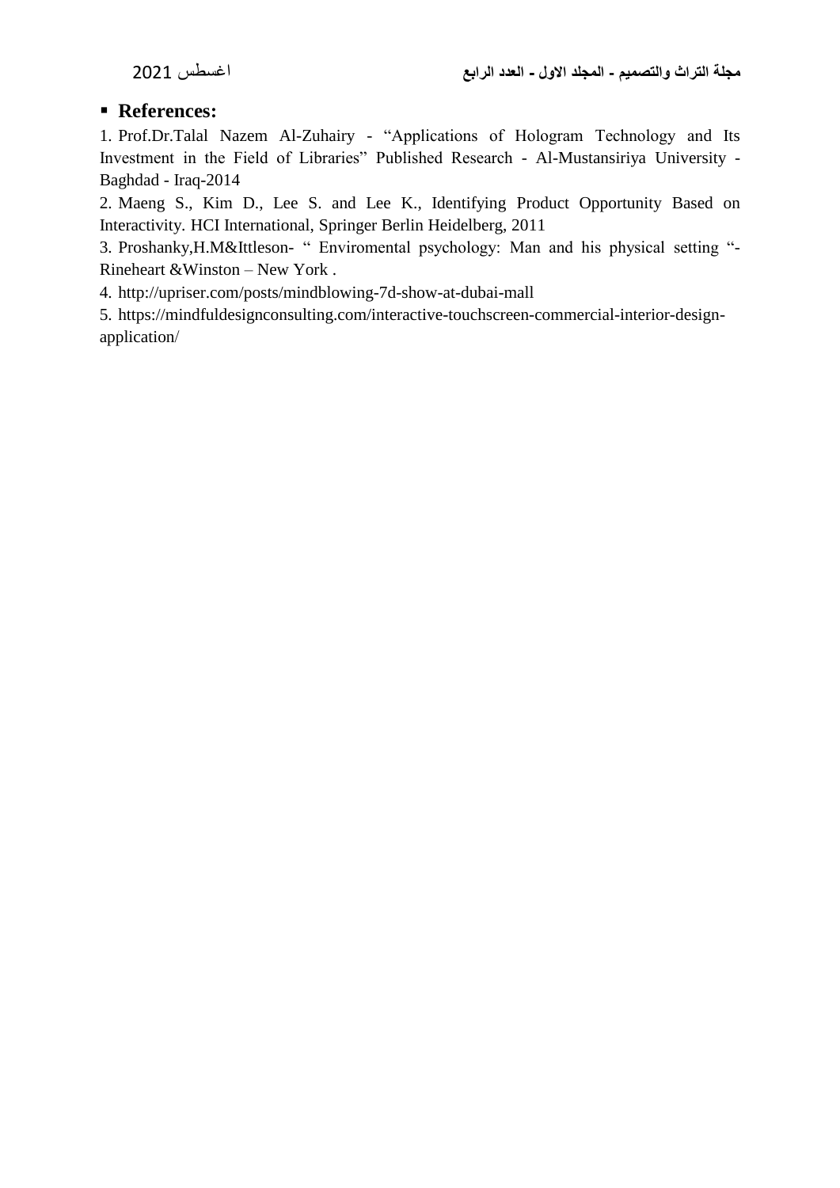## References:

1. Prof.Dr.Talal Nazem Al-Zuhairy - "Applications of Hologram Technology and Its Investment in the Field of Libraries" Published Research - Al-Mustansiriya University - Baghdad - Iraq-2014
2. Maeng S., Kim D., Lee S. and Lee K., Identifying Product Opportunity Based on Interactivity. HCI International, Springer Berlin Heidelberg, 2011
3. Proshanky,H.M&Ittleson- " Enviromental psychology: Man and his physical setting "- Rineheart &Winston – New York .
4. http://upriser.com/posts/mindblowing-7d-show-at-dubai-mall
5. https://mindfuldesignconsulting.com/interactive-touchscreen-commercial-interior-design-application/